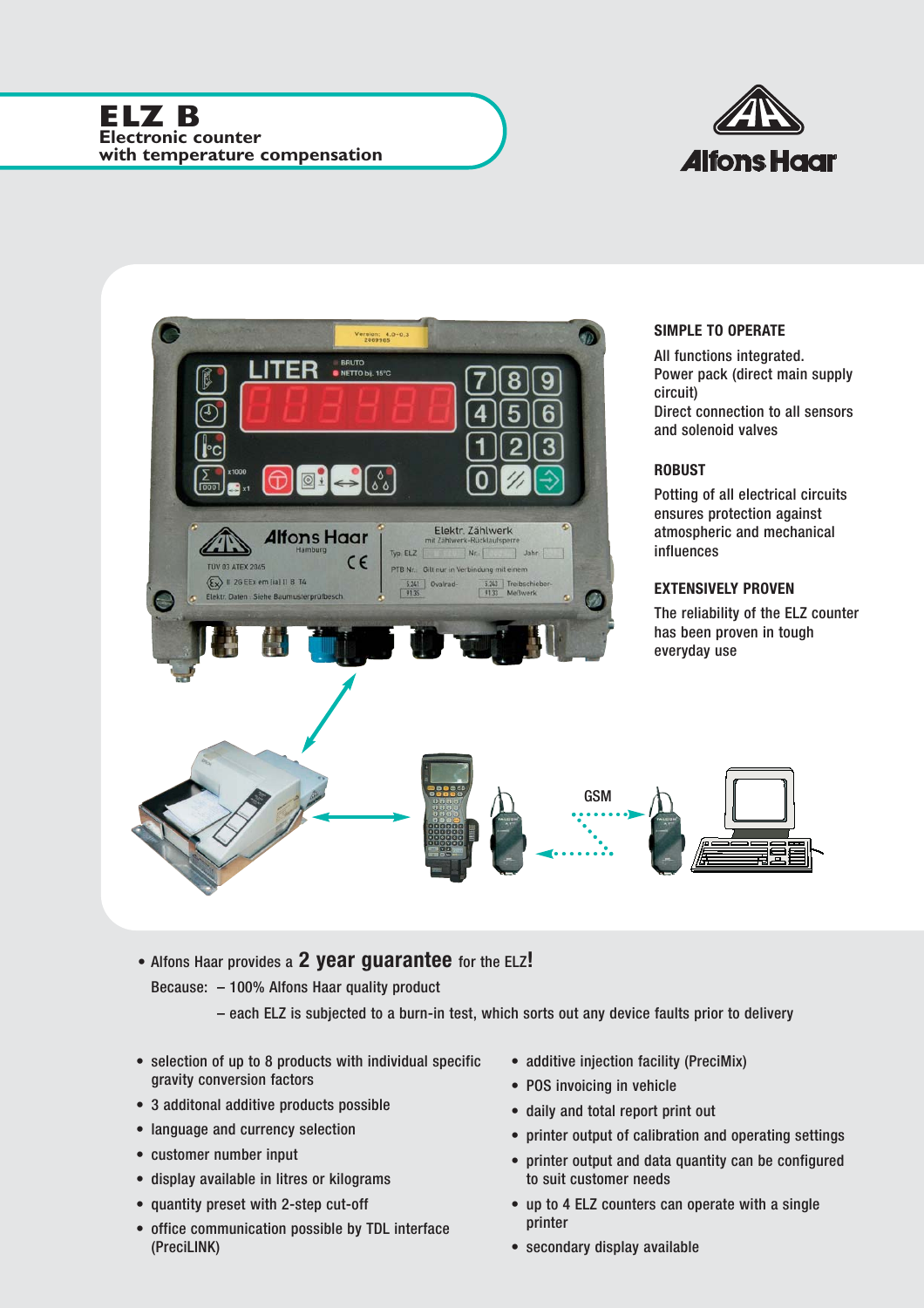# ELZ B

**Electronic counter with temperature compensation**

Alfons Haar

### SIMPLE TO OPERATE

All functions integrated.
Power pack (direct main supply circuit)
Direct connection to all sensors and solenoid valves

### ROBUST

Potting of all electrical circuits ensures protection against atmospheric and mechanical influences

### EXTENSIVELY PROVEN

The reliability of the ELZ counter has been proven in tough everyday use

GSM

- Alfons Haar provides a **2 year guarantee** for the ELZ**!**

  Because: – 100% Alfons Haar quality product

  – each ELZ is subjected to a burn-in test, which sorts out any device faults prior to delivery

- selection of up to 8 products with individual specific gravity conversion factors
- 3 additonal additive products possible
- language and currency selection
- customer number input
- display available in litres or kilograms
- quantity preset with 2-step cut-off
- office communication possible by TDL interface (PreciLINK)
- additive injection facility (PreciMix)
- POS invoicing in vehicle
- daily and total report print out
- printer output of calibration and operating settings
- printer output and data quantity can be configured to suit customer needs
- up to 4 ELZ counters can operate with a single printer
- secondary display available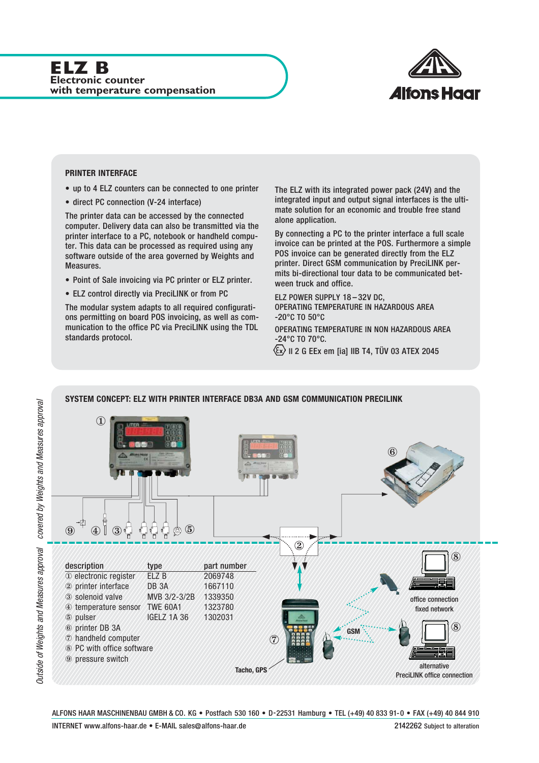# ELZ B

**Electronic counter with temperature compensation**

Alfons Haar

## PRINTER INTERFACE

- up to 4 ELZ counters can be connected to one printer
- direct PC connection (V-24 interface)

The printer data can be accessed by the connected computer. Delivery data can also be transmitted via the printer interface to a PC, notebook or handheld computer. This data can be processed as required using any software outside of the area governed by Weights and Measures.

- Point of Sale invoicing via PC printer or ELZ printer.
- ELZ control directly via PreciLINK or from PC

The modular system adapts to all required configurations permitting on board POS invoicing, as well as communication to the office PC via PreciLINK using the TDL standards protocol.

The ELZ with its integrated power pack (24V) and the integrated input and output signal interfaces is the ultimate solution for an economic and trouble free stand alone application.

By connecting a PC to the printer interface a full scale invoice can be printed at the POS. Furthermore a simple POS invoice can be generated directly from the ELZ printer. Direct GSM communication by PreciLINK permits bi-directional tour data to be communicated between truck and office.

ELZ POWER SUPPLY 18 – 32V DC,
OPERATING TEMPERATURE IN HAZARDOUS AREA
-20°C TO 50°C

OPERATING TEMPERATURE IN NON HAZARDOUS AREA
-24°C TO 70°C.

Ex II 2 G EEx em [ia] IIB T4, TÜV 03 ATEX 2045

## SYSTEM CONCEPT: ELZ WITH PRINTER INTERFACE DB3A AND GSM COMMUNICATION PRECILINK

covered by Weights and Measures approval

Outside of Weights and Measures approval

| description | type | part number |
|---|---|---|
| ① electronic register | ELZ B | 2069748 |
| ② printer interface | DB 3A | 1667110 |
| ③ solenoid valve | MVB 3/2-3/2B | 1339350 |
| ④ temperature sensor | TWE 60A1 | 1323780 |
| ⑤ pulser | IGELZ 1A 36 | 1302031 |
| ⑥ printer DB 3A | | |
| ⑦ handheld computer | | |
| ⑧ PC with office software | | |
| ⑨ pressure switch | | |

Tacho, GPS

GSM

office connection
fixed network

alternative
PreciLINK office connection

ALFONS HAAR MASCHINENBAU GMBH & CO. KG • Postfach 530 160 • D-22531 Hamburg • TEL (+49) 40 833 91-0 • FAX (+49) 40 844 910
INTERNET www.alfons-haar.de • E-MAIL sales@alfons-haar.de

2142262 Subject to alteration